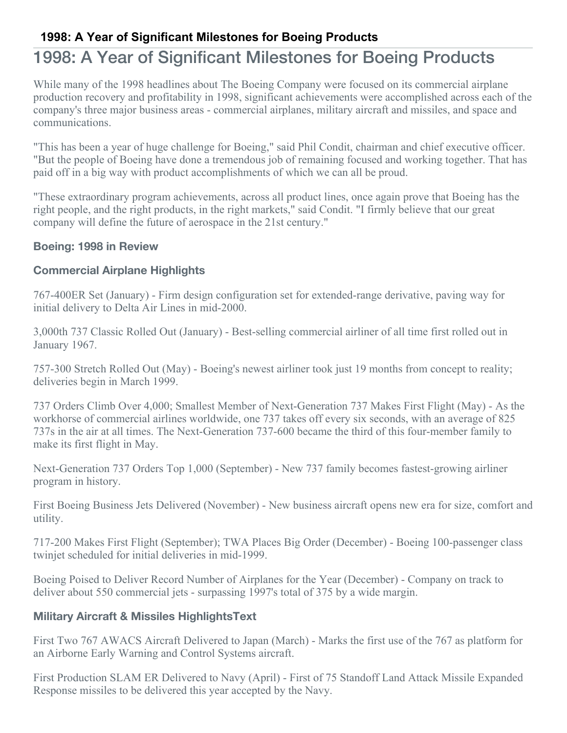# 1998: A Year of Significant Milestones for Boeing Products

While many of the 1998 headlines about The Boeing Company were focused on its commercial airplane production recovery and profitability in 1998, significant achievements were accomplished across each of the company's three major business areas - commercial airplanes, military aircraft and missiles, and space and communications.

"This has been a year of huge challenge for Boeing," said Phil Condit, chairman and chief executive officer. "But the people of Boeing have done a tremendous job of remaining focused and working together. That has paid off in a big way with product accomplishments of which we can all be proud.

"These extraordinary program achievements, across all product lines, once again prove that Boeing has the right people, and the right products, in the right markets," said Condit. "I firmly believe that our great company will define the future of aerospace in the 21st century."

### Boeing: 1998 in Review

### Commercial Airplane Highlights

767-400ER Set (January) - Firm design configuration set for extended-range derivative, paving way for initial delivery to Delta Air Lines in mid-2000.

3,000th 737 Classic Rolled Out (January) - Best-selling commercial airliner of all time first rolled out in January 1967.

757-300 Stretch Rolled Out (May) - Boeing's newest airliner took just 19 months from concept to reality; deliveries begin in March 1999.

737 Orders Climb Over 4,000; Smallest Member of Next-Generation 737 Makes First Flight (May) - As the workhorse of commercial airlines worldwide, one 737 takes off every six seconds, with an average of 825 737s in the air at all times. The Next-Generation 737-600 became the third of this four-member family to make its first flight in May.

Next-Generation 737 Orders Top 1,000 (September) - New 737 family becomes fastest-growing airliner program in history.

First Boeing Business Jets Delivered (November) - New business aircraft opens new era for size, comfort and utility.

717-200 Makes First Flight (September); TWA Places Big Order (December) - Boeing 100-passenger class twinjet scheduled for initial deliveries in mid-1999.

Boeing Poised to Deliver Record Number of Airplanes for the Year (December) - Company on track to deliver about 550 commercial jets - surpassing 1997's total of 375 by a wide margin.

### Military Aircraft & Missiles HighlightsText

First Two 767 AWACS Aircraft Delivered to Japan (March) - Marks the first use of the 767 as platform for an Airborne Early Warning and Control Systems aircraft.

First Production SLAM ER Delivered to Navy (April) - First of 75 Standoff Land Attack Missile Expanded Response missiles to be delivered this year accepted by the Navy.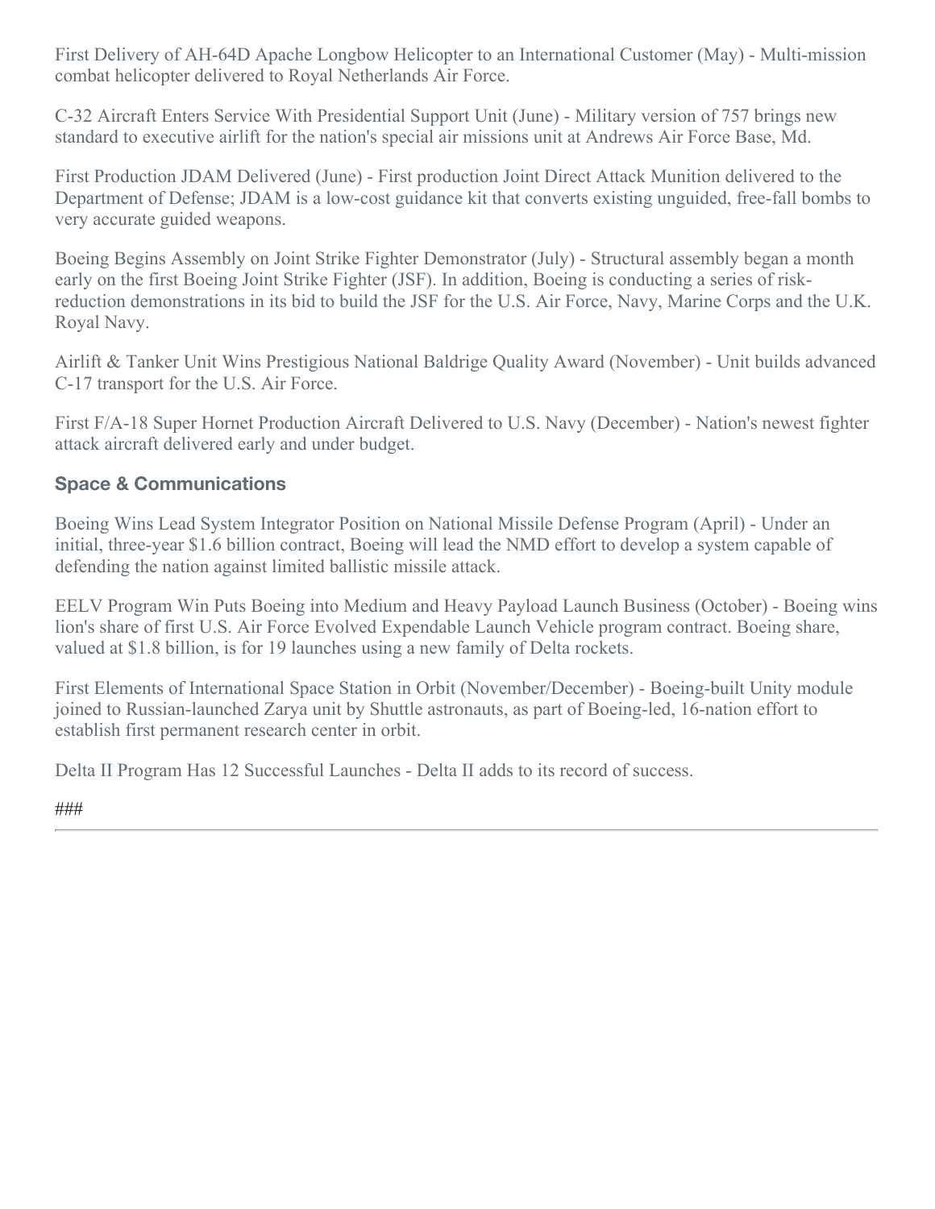First Delivery of AH-64D Apache Longbow Helicopter to an International Customer (May) - Multi-mission combat helicopter delivered to Royal Netherlands Air Force.

C-32 Aircraft Enters Service With Presidential Support Unit (June) - Military version of 757 brings new standard to executive airlift for the nation's special air missions unit at Andrews Air Force Base, Md.

First Production JDAM Delivered (June) - First production Joint Direct Attack Munition delivered to the Department of Defense; JDAM is a low-cost guidance kit that converts existing unguided, free-fall bombs to very accurate guided weapons.

Boeing Begins Assembly on Joint Strike Fighter Demonstrator (July) - Structural assembly began a month early on the first Boeing Joint Strike Fighter (JSF). In addition, Boeing is conducting a series of risk-reduction demonstrations in its bid to build the JSF for the U.S. Air Force, Navy, Marine Corps and the U.K. Royal Navy.

Airlift & Tanker Unit Wins Prestigious National Baldrige Quality Award (November) - Unit builds advanced C-17 transport for the U.S. Air Force.

First F/A-18 Super Hornet Production Aircraft Delivered to U.S. Navy (December) - Nation's newest fighter attack aircraft delivered early and under budget.

### Space & Communications

Boeing Wins Lead System Integrator Position on National Missile Defense Program (April) - Under an initial, three-year $1.6 billion contract, Boeing will lead the NMD effort to develop a system capable of defending the nation against limited ballistic missile attack.

EELV Program Win Puts Boeing into Medium and Heavy Payload Launch Business (October) - Boeing wins lion's share of first U.S. Air Force Evolved Expendable Launch Vehicle program contract. Boeing share, valued at $1.8 billion, is for 19 launches using a new family of Delta rockets.

First Elements of International Space Station in Orbit (November/December) - Boeing-built Unity module joined to Russian-launched Zarya unit by Shuttle astronauts, as part of Boeing-led, 16-nation effort to establish first permanent research center in orbit.

Delta II Program Has 12 Successful Launches - Delta II adds to its record of success.

###